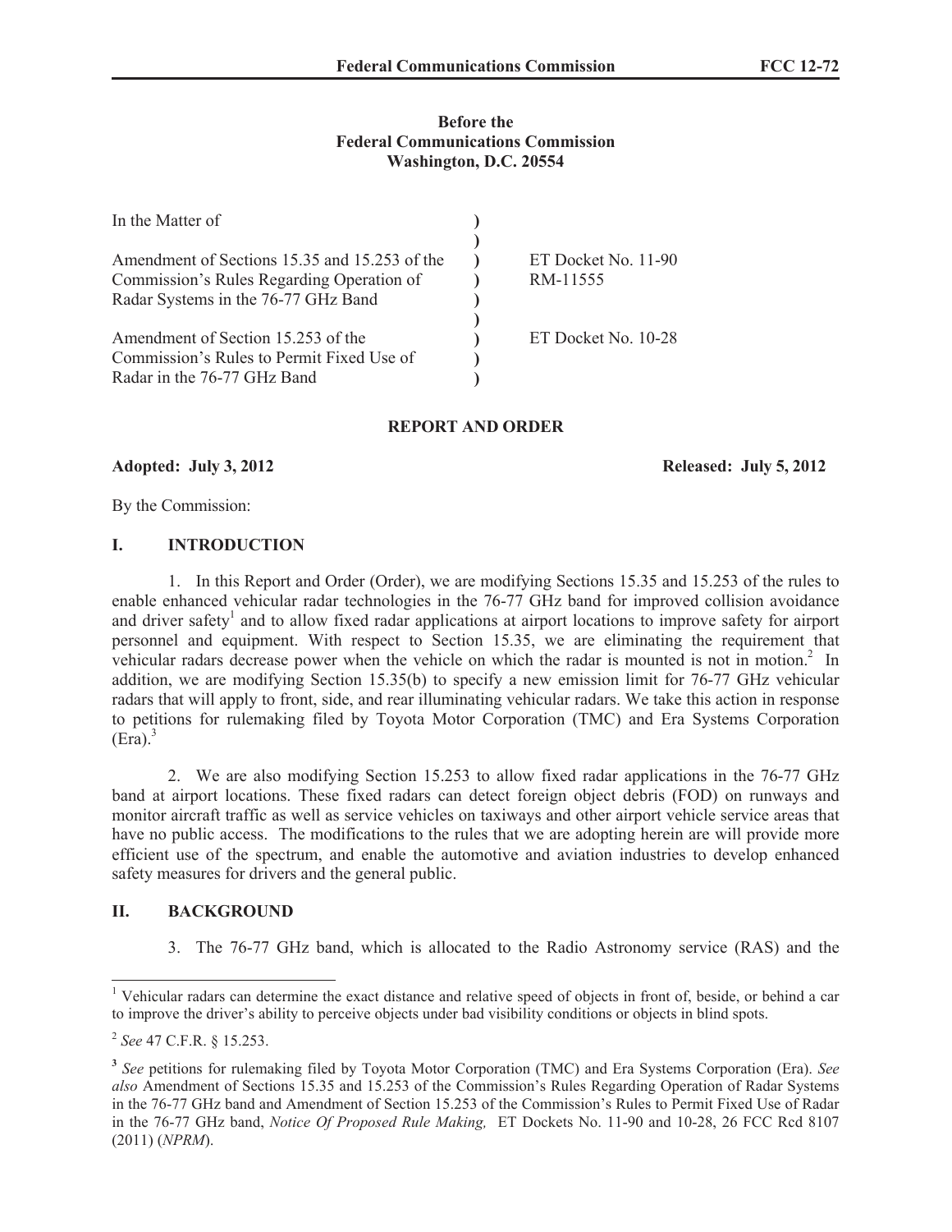**Before the**
**Federal Communications Commission**
**Washington, D.C. 20554**

| In the Matter of | ) | |
|---|---|---|
| | ) | |
| Amendment of Sections 15.35 and 15.253 of the Commission's Rules Regarding Operation of Radar Systems in the 76-77 GHz Band | ) | ET Docket No. 11-90 RM-11555 |
| | ) | |
| Amendment of Section 15.253 of the Commission's Rules to Permit Fixed Use of Radar in the 76-77 GHz Band | ) | ET Docket No. 10-28 |

**REPORT AND ORDER**

**Adopted: July 3, 2012** **Released: July 5, 2012**

By the Commission:

## I. INTRODUCTION

1. In this Report and Order (Order), we are modifying Sections 15.35 and 15.253 of the rules to enable enhanced vehicular radar technologies in the 76-77 GHz band for improved collision avoidance and driver safety[1] and to allow fixed radar applications at airport locations to improve safety for airport personnel and equipment. With respect to Section 15.35, we are eliminating the requirement that vehicular radars decrease power when the vehicle on which the radar is mounted is not in motion.[2] In addition, we are modifying Section 15.35(b) to specify a new emission limit for 76-77 GHz vehicular radars that will apply to front, side, and rear illuminating vehicular radars. We take this action in response to petitions for rulemaking filed by Toyota Motor Corporation (TMC) and Era Systems Corporation (Era).[3]

2. We are also modifying Section 15.253 to allow fixed radar applications in the 76-77 GHz band at airport locations. These fixed radars can detect foreign object debris (FOD) on runways and monitor aircraft traffic as well as service vehicles on taxiways and other airport vehicle service areas that have no public access. The modifications to the rules that we are adopting herein are will provide more efficient use of the spectrum, and enable the automotive and aviation industries to develop enhanced safety measures for drivers and the general public.

## II. BACKGROUND

3. The 76-77 GHz band, which is allocated to the Radio Astronomy service (RAS) and the

---

[1] Vehicular radars can determine the exact distance and relative speed of objects in front of, beside, or behind a car to improve the driver's ability to perceive objects under bad visibility conditions or objects in blind spots.

[2] *See* 47 C.F.R. § 15.253.

[3] *See* petitions for rulemaking filed by Toyota Motor Corporation (TMC) and Era Systems Corporation (Era). *See also* Amendment of Sections 15.35 and 15.253 of the Commission's Rules Regarding Operation of Radar Systems in the 76-77 GHz band and Amendment of Section 15.253 of the Commission's Rules to Permit Fixed Use of Radar in the 76-77 GHz band, *Notice Of Proposed Rule Making,* ET Dockets No. 11-90 and 10-28, 26 FCC Rcd 8107 (2011) (*NPRM*).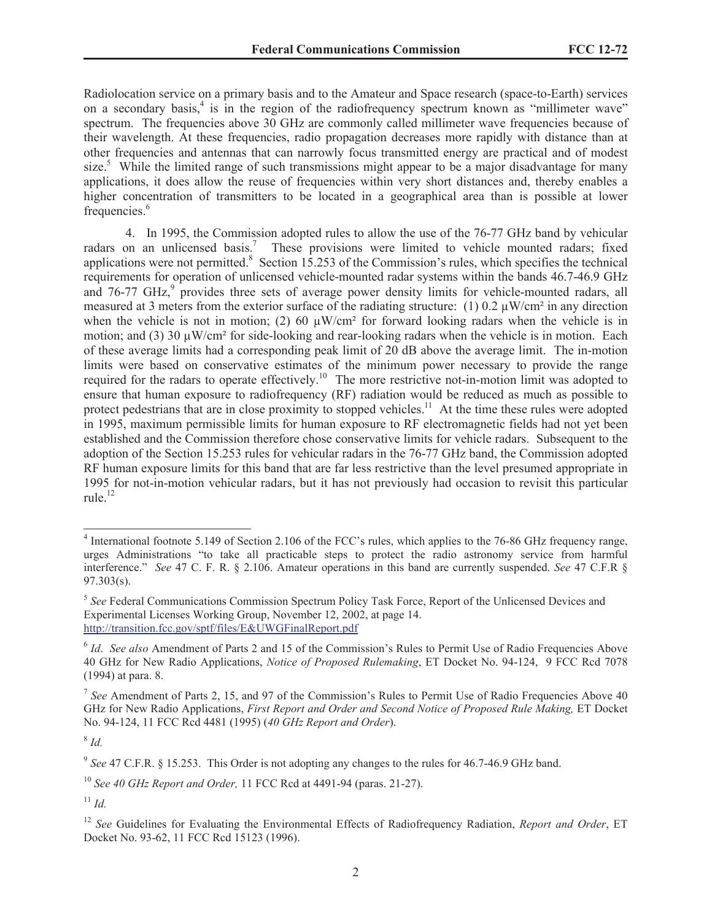Radiolocation service on a primary basis and to the Amateur and Space research (space-to-Earth) services on a secondary basis,[4] is in the region of the radiofrequency spectrum known as "millimeter wave" spectrum. The frequencies above 30 GHz are commonly called millimeter wave frequencies because of their wavelength. At these frequencies, radio propagation decreases more rapidly with distance than at other frequencies and antennas that can narrowly focus transmitted energy are practical and of modest size.[5] While the limited range of such transmissions might appear to be a major disadvantage for many applications, it does allow the reuse of frequencies within very short distances and, thereby enables a higher concentration of transmitters to be located in a geographical area than is possible at lower frequencies.[6]

4. In 1995, the Commission adopted rules to allow the use of the 76-77 GHz band by vehicular radars on an unlicensed basis.[7] These provisions were limited to vehicle mounted radars; fixed applications were not permitted.[8] Section 15.253 of the Commission's rules, which specifies the technical requirements for operation of unlicensed vehicle-mounted radar systems within the bands 46.7-46.9 GHz and 76-77 GHz,[9] provides three sets of average power density limits for vehicle-mounted radars, all measured at 3 meters from the exterior surface of the radiating structure: (1) 0.2 μW/cm² in any direction when the vehicle is not in motion; (2) 60 μW/cm² for forward looking radars when the vehicle is in motion; and (3) 30 μW/cm² for side-looking and rear-looking radars when the vehicle is in motion. Each of these average limits had a corresponding peak limit of 20 dB above the average limit. The in-motion limits were based on conservative estimates of the minimum power necessary to provide the range required for the radars to operate effectively.[10] The more restrictive not-in-motion limit was adopted to ensure that human exposure to radiofrequency (RF) radiation would be reduced as much as possible to protect pedestrians that are in close proximity to stopped vehicles.[11] At the time these rules were adopted in 1995, maximum permissible limits for human exposure to RF electromagnetic fields had not yet been established and the Commission therefore chose conservative limits for vehicle radars. Subsequent to the adoption of the Section 15.253 rules for vehicular radars in the 76-77 GHz band, the Commission adopted RF human exposure limits for this band that are far less restrictive than the level presumed appropriate in 1995 for not-in-motion vehicular radars, but it has not previously had occasion to revisit this particular rule.[12]

---

[4] International footnote 5.149 of Section 2.106 of the FCC's rules, which applies to the 76-86 GHz frequency range, urges Administrations "to take all practicable steps to protect the radio astronomy service from harmful interference." *See* 47 C. F. R. § 2.106. Amateur operations in this band are currently suspended. *See* 47 C.F.R § 97.303(s).

[5] *See* Federal Communications Commission Spectrum Policy Task Force, Report of the Unlicensed Devices and Experimental Licenses Working Group, November 12, 2002, at page 14. http://transition.fcc.gov/sptf/files/E&UWGFinalReport.pdf

[6] *Id*. *See also* Amendment of Parts 2 and 15 of the Commission's Rules to Permit Use of Radio Frequencies Above 40 GHz for New Radio Applications, *Notice of Proposed Rulemaking*, ET Docket No. 94-124, 9 FCC Rcd 7078 (1994) at para. 8.

[7] *See* Amendment of Parts 2, 15, and 97 of the Commission's Rules to Permit Use of Radio Frequencies Above 40 GHz for New Radio Applications, *First Report and Order and Second Notice of Proposed Rule Making,* ET Docket No. 94-124, 11 FCC Rcd 4481 (1995) (*40 GHz Report and Order*).

[8] *Id.*

[9] *See* 47 C.F.R. § 15.253. This Order is not adopting any changes to the rules for 46.7-46.9 GHz band.

[10] *See 40 GHz Report and Order,* 11 FCC Rcd at 4491-94 (paras. 21-27).

[11] *Id.*

[12] *See* Guidelines for Evaluating the Environmental Effects of Radiofrequency Radiation, *Report and Order*, ET Docket No. 93-62, 11 FCC Rcd 15123 (1996).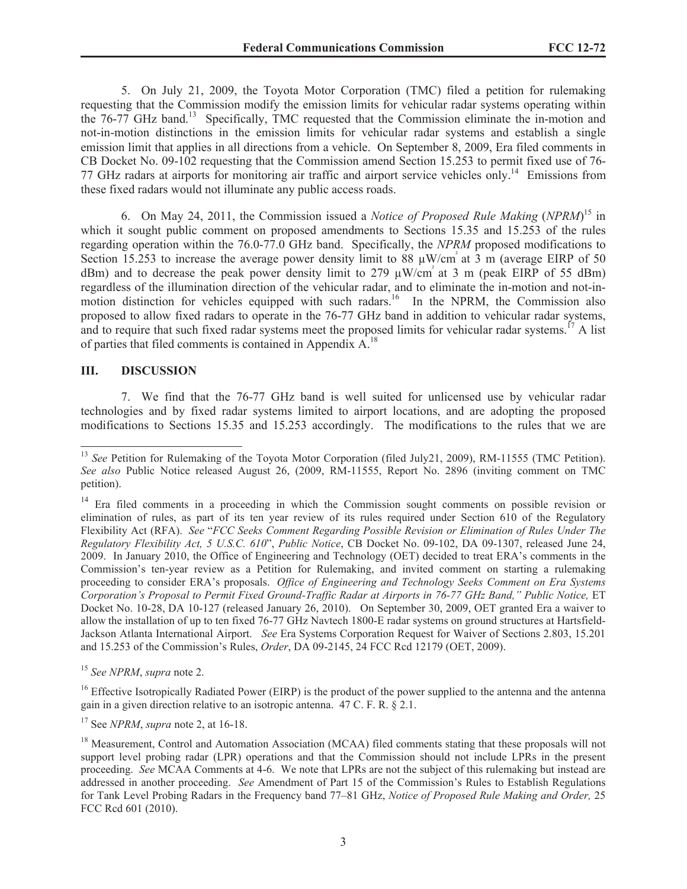5. On July 21, 2009, the Toyota Motor Corporation (TMC) filed a petition for rulemaking requesting that the Commission modify the emission limits for vehicular radar systems operating within the 76-77 GHz band.[13] Specifically, TMC requested that the Commission eliminate the in-motion and not-in-motion distinctions in the emission limits for vehicular radar systems and establish a single emission limit that applies in all directions from a vehicle. On September 8, 2009, Era filed comments in CB Docket No. 09-102 requesting that the Commission amend Section 15.253 to permit fixed use of 76-77 GHz radars at airports for monitoring air traffic and airport service vehicles only.[14] Emissions from these fixed radars would not illuminate any public access roads.

6. On May 24, 2011, the Commission issued a *Notice of Proposed Rule Making* (*NPRM*)[15] in which it sought public comment on proposed amendments to Sections 15.35 and 15.253 of the rules regarding operation within the 76.0-77.0 GHz band. Specifically, the *NPRM* proposed modifications to Section 15.253 to increase the average power density limit to 88 μW/cm$^2$ at 3 m (average EIRP of 50 dBm) and to decrease the peak power density limit to 279 μW/cm$^2$ at 3 m (peak EIRP of 55 dBm) regardless of the illumination direction of the vehicular radar, and to eliminate the in-motion and not-in-motion distinction for vehicles equipped with such radars.[16] In the NPRM, the Commission also proposed to allow fixed radars to operate in the 76-77 GHz band in addition to vehicular radar systems, and to require that such fixed radar systems meet the proposed limits for vehicular radar systems.[17] A list of parties that filed comments is contained in Appendix A.[18]

## III. DISCUSSION

7. We find that the 76-77 GHz band is well suited for unlicensed use by vehicular radar technologies and by fixed radar systems limited to airport locations, and are adopting the proposed modifications to Sections 15.35 and 15.253 accordingly. The modifications to the rules that we are

---

[13] *See* Petition for Rulemaking of the Toyota Motor Corporation (filed July21, 2009), RM-11555 (TMC Petition). *See also* Public Notice released August 26, (2009, RM-11555, Report No. 2896 (inviting comment on TMC petition).

[14] Era filed comments in a proceeding in which the Commission sought comments on possible revision or elimination of rules, as part of its ten year review of its rules required under Section 610 of the Regulatory Flexibility Act (RFA). *See* "*FCC Seeks Comment Regarding Possible Revision or Elimination of Rules Under The Regulatory Flexibility Act, 5 U.S.C. 610*", *Public Notice*, CB Docket No. 09-102, DA 09-1307, released June 24, 2009. In January 2010, the Office of Engineering and Technology (OET) decided to treat ERA's comments in the Commission's ten-year review as a Petition for Rulemaking, and invited comment on starting a rulemaking proceeding to consider ERA's proposals. *Office of Engineering and Technology Seeks Comment on Era Systems Corporation's Proposal to Permit Fixed Ground-Traffic Radar at Airports in 76-77 GHz Band," Public Notice,* ET Docket No. 10-28, DA 10-127 (released January 26, 2010). On September 30, 2009, OET granted Era a waiver to allow the installation of up to ten fixed 76-77 GHz Navtech 1800-E radar systems on ground structures at Hartsfield-Jackson Atlanta International Airport. *See* Era Systems Corporation Request for Waiver of Sections 2.803, 15.201 and 15.253 of the Commission's Rules, *Order*, DA 09-2145, 24 FCC Rcd 12179 (OET, 2009).

[15] *See NPRM*, *supra* note 2.

[16] Effective Isotropically Radiated Power (EIRP) is the product of the power supplied to the antenna and the antenna gain in a given direction relative to an isotropic antenna. 47 C. F. R. § 2.1.

[17] See *NPRM*, *supra* note 2, at 16-18.

[18] Measurement, Control and Automation Association (MCAA) filed comments stating that these proposals will not support level probing radar (LPR) operations and that the Commission should not include LPRs in the present proceeding. *See* MCAA Comments at 4-6. We note that LPRs are not the subject of this rulemaking but instead are addressed in another proceeding. *See* Amendment of Part 15 of the Commission's Rules to Establish Regulations for Tank Level Probing Radars in the Frequency band 77–81 GHz, *Notice of Proposed Rule Making and Order,* 25 FCC Rcd 601 (2010).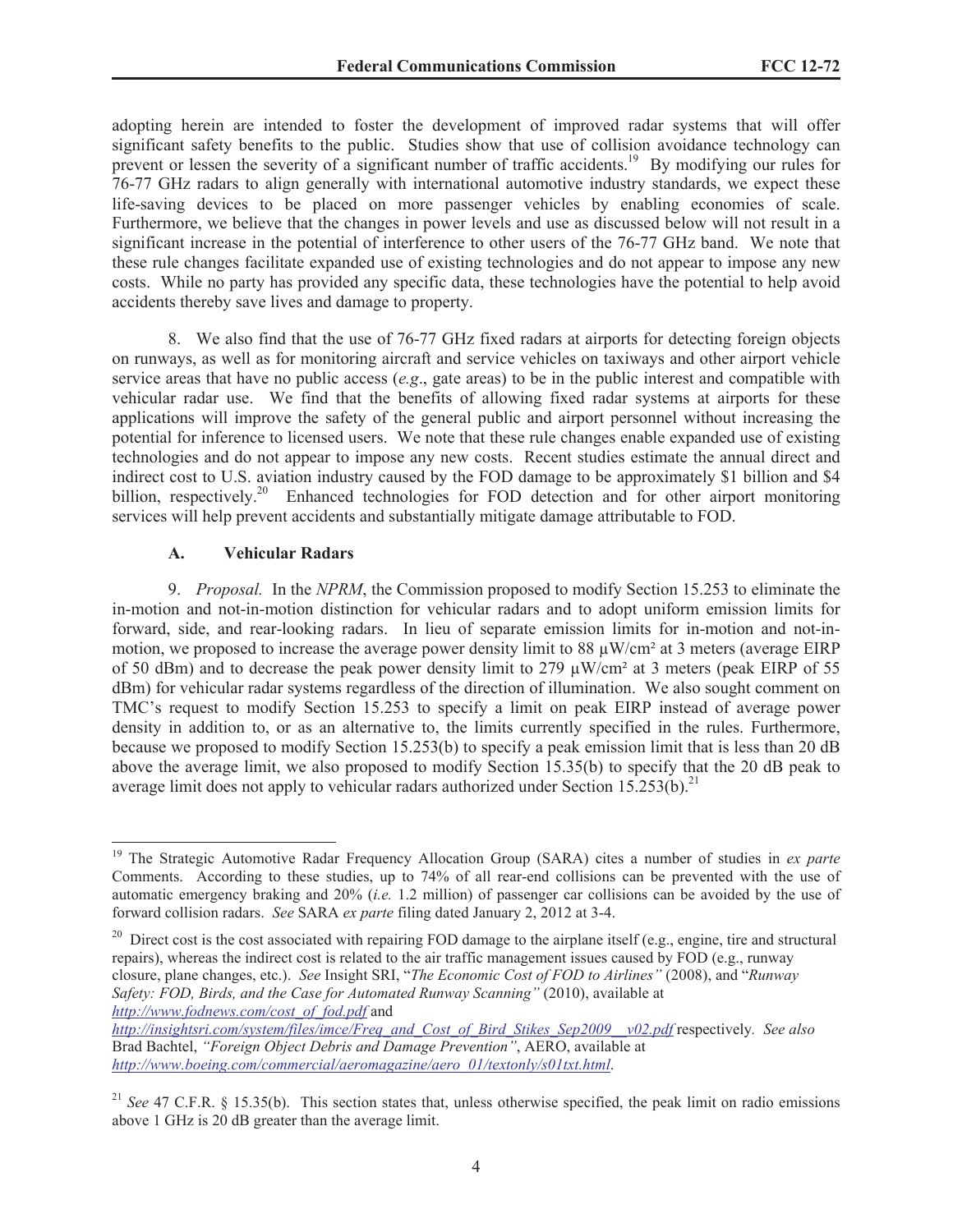adopting herein are intended to foster the development of improved radar systems that will offer significant safety benefits to the public. Studies show that use of collision avoidance technology can prevent or lessen the severity of a significant number of traffic accidents.[19] By modifying our rules for 76-77 GHz radars to align generally with international automotive industry standards, we expect these life-saving devices to be placed on more passenger vehicles by enabling economies of scale. Furthermore, we believe that the changes in power levels and use as discussed below will not result in a significant increase in the potential of interference to other users of the 76-77 GHz band. We note that these rule changes facilitate expanded use of existing technologies and do not appear to impose any new costs. While no party has provided any specific data, these technologies have the potential to help avoid accidents thereby save lives and damage to property.

8. We also find that the use of 76-77 GHz fixed radars at airports for detecting foreign objects on runways, as well as for monitoring aircraft and service vehicles on taxiways and other airport vehicle service areas that have no public access (*e.g*., gate areas) to be in the public interest and compatible with vehicular radar use. We find that the benefits of allowing fixed radar systems at airports for these applications will improve the safety of the general public and airport personnel without increasing the potential for inference to licensed users. We note that these rule changes enable expanded use of existing technologies and do not appear to impose any new costs. Recent studies estimate the annual direct and indirect cost to U.S. aviation industry caused by the FOD damage to be approximately \$1 billion and \$4 billion, respectively.[20] Enhanced technologies for FOD detection and for other airport monitoring services will help prevent accidents and substantially mitigate damage attributable to FOD.

### A. Vehicular Radars

9. *Proposal.* In the *NPRM*, the Commission proposed to modify Section 15.253 to eliminate the in-motion and not-in-motion distinction for vehicular radars and to adopt uniform emission limits for forward, side, and rear-looking radars. In lieu of separate emission limits for in-motion and not-in-motion, we proposed to increase the average power density limit to 88 µW/cm² at 3 meters (average EIRP of 50 dBm) and to decrease the peak power density limit to 279 µW/cm² at 3 meters (peak EIRP of 55 dBm) for vehicular radar systems regardless of the direction of illumination. We also sought comment on TMC's request to modify Section 15.253 to specify a limit on peak EIRP instead of average power density in addition to, or as an alternative to, the limits currently specified in the rules. Furthermore, because we proposed to modify Section 15.253(b) to specify a peak emission limit that is less than 20 dB above the average limit, we also proposed to modify Section 15.35(b) to specify that the 20 dB peak to average limit does not apply to vehicular radars authorized under Section 15.253(b).[21]

---

[19] The Strategic Automotive Radar Frequency Allocation Group (SARA) cites a number of studies in *ex parte* Comments. According to these studies, up to 74% of all rear-end collisions can be prevented with the use of automatic emergency braking and 20% (*i.e.* 1.2 million) of passenger car collisions can be avoided by the use of forward collision radars. *See* SARA *ex parte* filing dated January 2, 2012 at 3-4.

[20] Direct cost is the cost associated with repairing FOD damage to the airplane itself (e.g., engine, tire and structural repairs), whereas the indirect cost is related to the air traffic management issues caused by FOD (e.g., runway closure, plane changes, etc.). *See* Insight SRI, "*The Economic Cost of FOD to Airlines"* (2008), and "*Runway Safety: FOD, Birds, and the Case for Automated Runway Scanning"* (2010), available at *http://www.fodnews.com/cost_of_fod.pdf* and *http://insightsri.com/system/files/imce/Freq_and_Cost_of_Bird_Stikes_Sep2009__v02.pdf* respectively. *See also* Brad Bachtel, *"Foreign Object Debris and Damage Prevention"*, AERO, available at *http://www.boeing.com/commercial/aeromagazine/aero_01/textonly/s01txt.html*.

[21] *See* 47 C.F.R. § 15.35(b). This section states that, unless otherwise specified, the peak limit on radio emissions above 1 GHz is 20 dB greater than the average limit.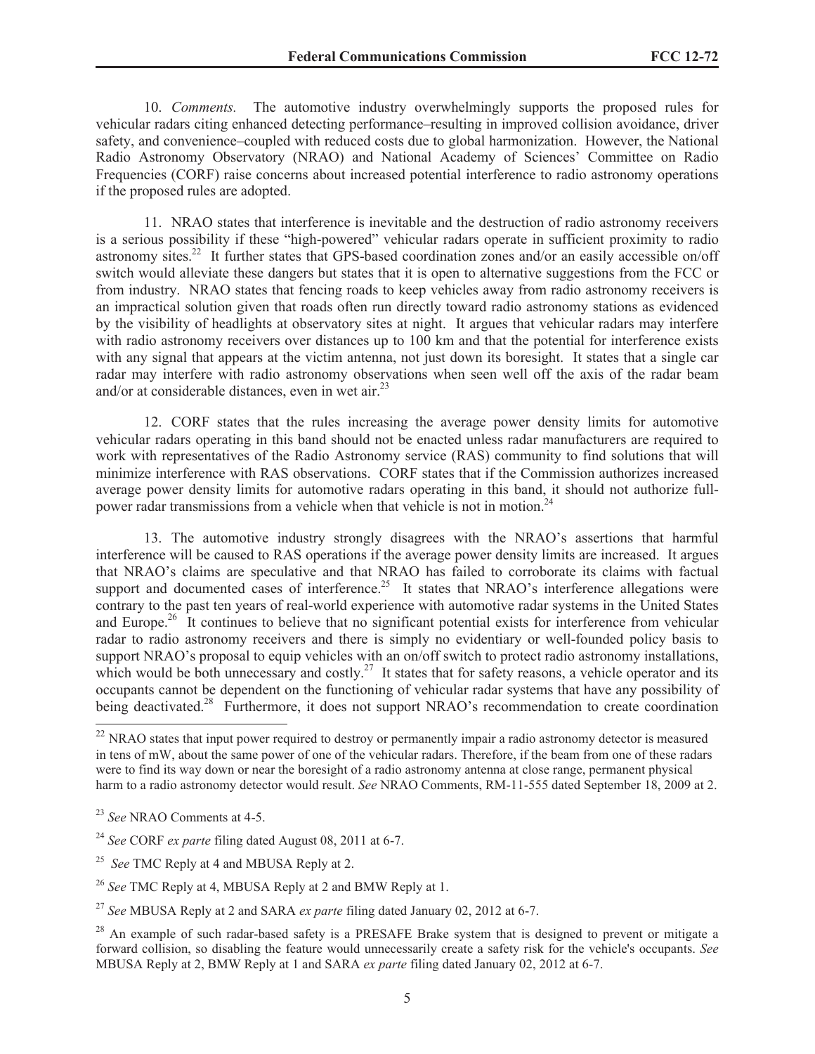10. *Comments.* The automotive industry overwhelmingly supports the proposed rules for vehicular radars citing enhanced detecting performance–resulting in improved collision avoidance, driver safety, and convenience–coupled with reduced costs due to global harmonization. However, the National Radio Astronomy Observatory (NRAO) and National Academy of Sciences' Committee on Radio Frequencies (CORF) raise concerns about increased potential interference to radio astronomy operations if the proposed rules are adopted.

11. NRAO states that interference is inevitable and the destruction of radio astronomy receivers is a serious possibility if these "high-powered" vehicular radars operate in sufficient proximity to radio astronomy sites.[22] It further states that GPS-based coordination zones and/or an easily accessible on/off switch would alleviate these dangers but states that it is open to alternative suggestions from the FCC or from industry. NRAO states that fencing roads to keep vehicles away from radio astronomy receivers is an impractical solution given that roads often run directly toward radio astronomy stations as evidenced by the visibility of headlights at observatory sites at night. It argues that vehicular radars may interfere with radio astronomy receivers over distances up to 100 km and that the potential for interference exists with any signal that appears at the victim antenna, not just down its boresight. It states that a single car radar may interfere with radio astronomy observations when seen well off the axis of the radar beam and/or at considerable distances, even in wet air.[23]

12. CORF states that the rules increasing the average power density limits for automotive vehicular radars operating in this band should not be enacted unless radar manufacturers are required to work with representatives of the Radio Astronomy service (RAS) community to find solutions that will minimize interference with RAS observations. CORF states that if the Commission authorizes increased average power density limits for automotive radars operating in this band, it should not authorize full-power radar transmissions from a vehicle when that vehicle is not in motion.[24]

13. The automotive industry strongly disagrees with the NRAO's assertions that harmful interference will be caused to RAS operations if the average power density limits are increased. It argues that NRAO's claims are speculative and that NRAO has failed to corroborate its claims with factual support and documented cases of interference.[25] It states that NRAO's interference allegations were contrary to the past ten years of real-world experience with automotive radar systems in the United States and Europe.[26] It continues to believe that no significant potential exists for interference from vehicular radar to radio astronomy receivers and there is simply no evidentiary or well-founded policy basis to support NRAO's proposal to equip vehicles with an on/off switch to protect radio astronomy installations, which would be both unnecessary and costly.[27] It states that for safety reasons, a vehicle operator and its occupants cannot be dependent on the functioning of vehicular radar systems that have any possibility of being deactivated.[28] Furthermore, it does not support NRAO's recommendation to create coordination

---

[22] NRAO states that input power required to destroy or permanently impair a radio astronomy detector is measured in tens of mW, about the same power of one of the vehicular radars. Therefore, if the beam from one of these radars were to find its way down or near the boresight of a radio astronomy antenna at close range, permanent physical harm to a radio astronomy detector would result. *See* NRAO Comments, RM-11-555 dated September 18, 2009 at 2.

[23] *See* NRAO Comments at 4-5.

[24] *See* CORF *ex parte* filing dated August 08, 2011 at 6-7.

[25] *See* TMC Reply at 4 and MBUSA Reply at 2.

[26] *See* TMC Reply at 4, MBUSA Reply at 2 and BMW Reply at 1.

[27] *See* MBUSA Reply at 2 and SARA *ex parte* filing dated January 02, 2012 at 6-7.

[28] An example of such radar-based safety is a PRESAFE Brake system that is designed to prevent or mitigate a forward collision, so disabling the feature would unnecessarily create a safety risk for the vehicle's occupants. *See* MBUSA Reply at 2, BMW Reply at 1 and SARA *ex parte* filing dated January 02, 2012 at 6-7.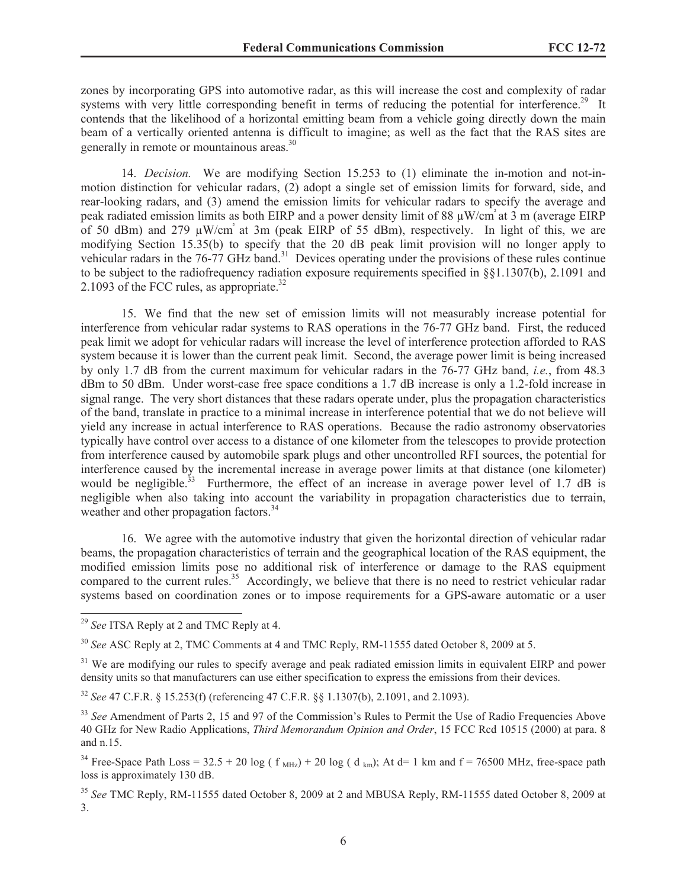zones by incorporating GPS into automotive radar, as this will increase the cost and complexity of radar systems with very little corresponding benefit in terms of reducing the potential for interference.[29] It contends that the likelihood of a horizontal emitting beam from a vehicle going directly down the main beam of a vertically oriented antenna is difficult to imagine; as well as the fact that the RAS sites are generally in remote or mountainous areas.[30]

14. *Decision.* We are modifying Section 15.253 to (1) eliminate the in-motion and not-in-motion distinction for vehicular radars, (2) adopt a single set of emission limits for forward, side, and rear-looking radars, and (3) amend the emission limits for vehicular radars to specify the average and peak radiated emission limits as both EIRP and a power density limit of 88 $\mu W/cm^2$ at 3 m (average EIRP of 50 dBm) and 279 $\mu W/cm^2$ at 3m (peak EIRP of 55 dBm), respectively. In light of this, we are modifying Section 15.35(b) to specify that the 20 dB peak limit provision will no longer apply to vehicular radars in the 76-77 GHz band.[31] Devices operating under the provisions of these rules continue to be subject to the radiofrequency radiation exposure requirements specified in §§1.1307(b), 2.1091 and 2.1093 of the FCC rules, as appropriate.[32]

15. We find that the new set of emission limits will not measurably increase potential for interference from vehicular radar systems to RAS operations in the 76-77 GHz band. First, the reduced peak limit we adopt for vehicular radars will increase the level of interference protection afforded to RAS system because it is lower than the current peak limit. Second, the average power limit is being increased by only 1.7 dB from the current maximum for vehicular radars in the 76-77 GHz band, *i.e.*, from 48.3 dBm to 50 dBm. Under worst-case free space conditions a 1.7 dB increase is only a 1.2-fold increase in signal range. The very short distances that these radars operate under, plus the propagation characteristics of the band, translate in practice to a minimal increase in interference potential that we do not believe will yield any increase in actual interference to RAS operations. Because the radio astronomy observatories typically have control over access to a distance of one kilometer from the telescopes to provide protection from interference caused by automobile spark plugs and other uncontrolled RFI sources, the potential for interference caused by the incremental increase in average power limits at that distance (one kilometer) would be negligible.[33] Furthermore, the effect of an increase in average power level of 1.7 dB is negligible when also taking into account the variability in propagation characteristics due to terrain, weather and other propagation factors.[34]

16. We agree with the automotive industry that given the horizontal direction of vehicular radar beams, the propagation characteristics of terrain and the geographical location of the RAS equipment, the modified emission limits pose no additional risk of interference or damage to the RAS equipment compared to the current rules.[35] Accordingly, we believe that there is no need to restrict vehicular radar systems based on coordination zones or to impose requirements for a GPS-aware automatic or a user

---

[29] *See* ITSA Reply at 2 and TMC Reply at 4.

[30] *See* ASC Reply at 2, TMC Comments at 4 and TMC Reply, RM-11555 dated October 8, 2009 at 5.

[31] We are modifying our rules to specify average and peak radiated emission limits in equivalent EIRP and power density units so that manufacturers can use either specification to express the emissions from their devices.

[32] *See* 47 C.F.R. § 15.253(f) (referencing 47 C.F.R. §§ 1.1307(b), 2.1091, and 2.1093).

[33] *See* Amendment of Parts 2, 15 and 97 of the Commission's Rules to Permit the Use of Radio Frequencies Above 40 GHz for New Radio Applications, *Third Memorandum Opinion and Order*, 15 FCC Rcd 10515 (2000) at para. 8 and n.15.

[34] Free-Space Path Loss = $32.5 + 20 \log ( f_{MHz}) + 20 \log ( d_{km})$; At d= 1 km and f = 76500 MHz, free-space path loss is approximately 130 dB.

[35] *See* TMC Reply, RM-11555 dated October 8, 2009 at 2 and MBUSA Reply, RM-11555 dated October 8, 2009 at 3.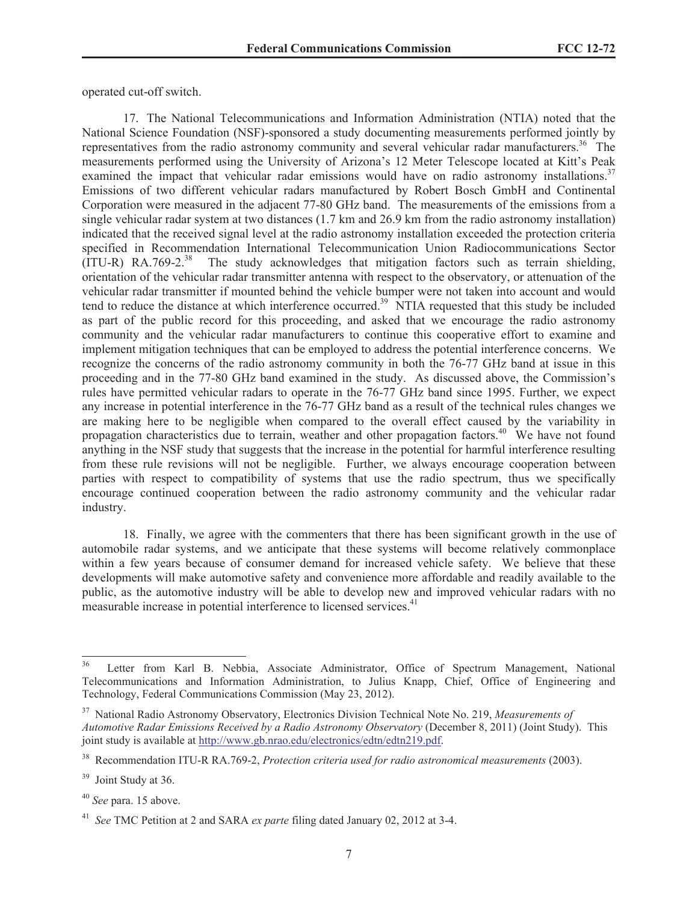operated cut-off switch.

17. The National Telecommunications and Information Administration (NTIA) noted that the National Science Foundation (NSF)-sponsored a study documenting measurements performed jointly by representatives from the radio astronomy community and several vehicular radar manufacturers.[36] The measurements performed using the University of Arizona's 12 Meter Telescope located at Kitt's Peak examined the impact that vehicular radar emissions would have on radio astronomy installations.[37] Emissions of two different vehicular radars manufactured by Robert Bosch GmbH and Continental Corporation were measured in the adjacent 77-80 GHz band. The measurements of the emissions from a single vehicular radar system at two distances (1.7 km and 26.9 km from the radio astronomy installation) indicated that the received signal level at the radio astronomy installation exceeded the protection criteria specified in Recommendation International Telecommunication Union Radiocommunications Sector (ITU-R) RA.769-2.[38] The study acknowledges that mitigation factors such as terrain shielding, orientation of the vehicular radar transmitter antenna with respect to the observatory, or attenuation of the vehicular radar transmitter if mounted behind the vehicle bumper were not taken into account and would tend to reduce the distance at which interference occurred.[39] NTIA requested that this study be included as part of the public record for this proceeding, and asked that we encourage the radio astronomy community and the vehicular radar manufacturers to continue this cooperative effort to examine and implement mitigation techniques that can be employed to address the potential interference concerns. We recognize the concerns of the radio astronomy community in both the 76-77 GHz band at issue in this proceeding and in the 77-80 GHz band examined in the study. As discussed above, the Commission's rules have permitted vehicular radars to operate in the 76-77 GHz band since 1995. Further, we expect any increase in potential interference in the 76-77 GHz band as a result of the technical rules changes we are making here to be negligible when compared to the overall effect caused by the variability in propagation characteristics due to terrain, weather and other propagation factors.[40] We have not found anything in the NSF study that suggests that the increase in the potential for harmful interference resulting from these rule revisions will not be negligible. Further, we always encourage cooperation between parties with respect to compatibility of systems that use the radio spectrum, thus we specifically encourage continued cooperation between the radio astronomy community and the vehicular radar industry.

18. Finally, we agree with the commenters that there has been significant growth in the use of automobile radar systems, and we anticipate that these systems will become relatively commonplace within a few years because of consumer demand for increased vehicle safety. We believe that these developments will make automotive safety and convenience more affordable and readily available to the public, as the automotive industry will be able to develop new and improved vehicular radars with no measurable increase in potential interference to licensed services.[41]

---

[36] Letter from Karl B. Nebbia, Associate Administrator, Office of Spectrum Management, National Telecommunications and Information Administration, to Julius Knapp, Chief, Office of Engineering and Technology, Federal Communications Commission (May 23, 2012).

[37] National Radio Astronomy Observatory, Electronics Division Technical Note No. 219, *Measurements of Automotive Radar Emissions Received by a Radio Astronomy Observatory* (December 8, 2011) (Joint Study). This joint study is available at http://www.gb.nrao.edu/electronics/edtn/edtn219.pdf.

[38] Recommendation ITU-R RA.769-2, *Protection criteria used for radio astronomical measurements* (2003).

[39] Joint Study at 36.

[40] *See* para. 15 above.

[41] *See* TMC Petition at 2 and SARA *ex parte* filing dated January 02, 2012 at 3-4.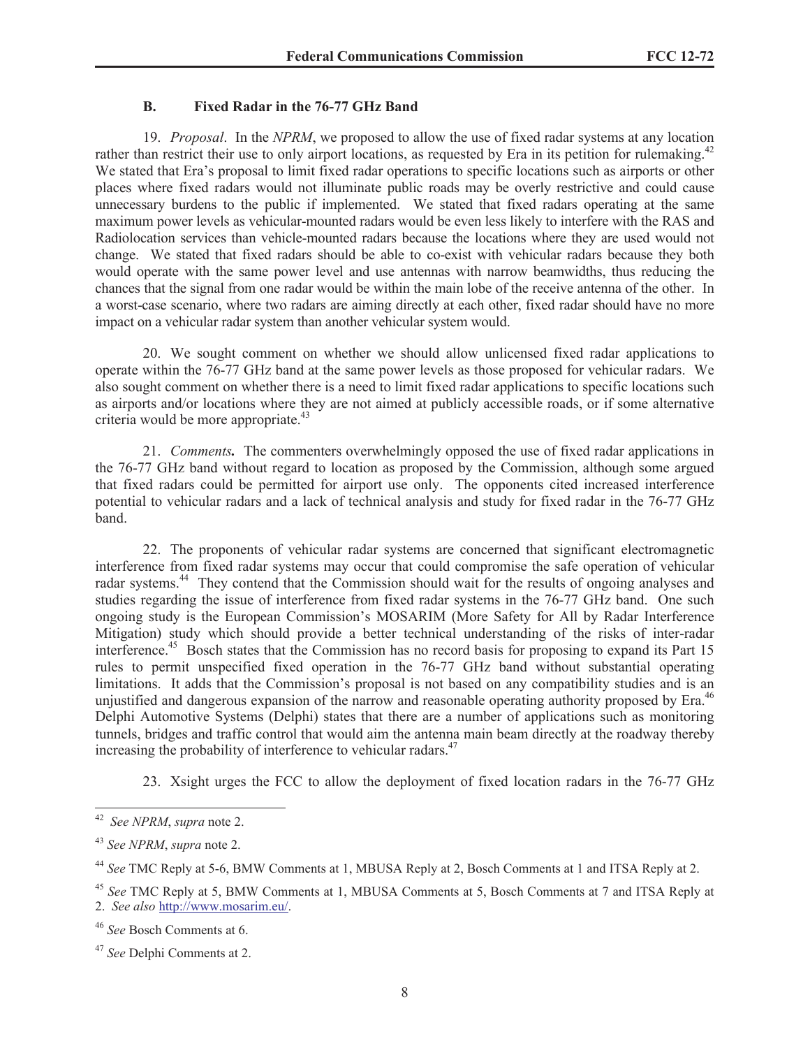### B. Fixed Radar in the 76-77 GHz Band

19. *Proposal*. In the *NPRM*, we proposed to allow the use of fixed radar systems at any location rather than restrict their use to only airport locations, as requested by Era in its petition for rulemaking.[42] We stated that Era's proposal to limit fixed radar operations to specific locations such as airports or other places where fixed radars would not illuminate public roads may be overly restrictive and could cause unnecessary burdens to the public if implemented. We stated that fixed radars operating at the same maximum power levels as vehicular-mounted radars would be even less likely to interfere with the RAS and Radiolocation services than vehicle-mounted radars because the locations where they are used would not change. We stated that fixed radars should be able to co-exist with vehicular radars because they both would operate with the same power level and use antennas with narrow beamwidths, thus reducing the chances that the signal from one radar would be within the main lobe of the receive antenna of the other. In a worst-case scenario, where two radars are aiming directly at each other, fixed radar should have no more impact on a vehicular radar system than another vehicular system would.

20. We sought comment on whether we should allow unlicensed fixed radar applications to operate within the 76-77 GHz band at the same power levels as those proposed for vehicular radars. We also sought comment on whether there is a need to limit fixed radar applications to specific locations such as airports and/or locations where they are not aimed at publicly accessible roads, or if some alternative criteria would be more appropriate.[43]

21. ***Comments.*** The commenters overwhelmingly opposed the use of fixed radar applications in the 76-77 GHz band without regard to location as proposed by the Commission, although some argued that fixed radars could be permitted for airport use only. The opponents cited increased interference potential to vehicular radars and a lack of technical analysis and study for fixed radar in the 76-77 GHz band.

22. The proponents of vehicular radar systems are concerned that significant electromagnetic interference from fixed radar systems may occur that could compromise the safe operation of vehicular radar systems.[44] They contend that the Commission should wait for the results of ongoing analyses and studies regarding the issue of interference from fixed radar systems in the 76-77 GHz band. One such ongoing study is the European Commission's MOSARIM (More Safety for All by Radar Interference Mitigation) study which should provide a better technical understanding of the risks of inter-radar interference.[45] Bosch states that the Commission has no record basis for proposing to expand its Part 15 rules to permit unspecified fixed operation in the 76-77 GHz band without substantial operating limitations. It adds that the Commission's proposal is not based on any compatibility studies and is an unjustified and dangerous expansion of the narrow and reasonable operating authority proposed by Era.[46] Delphi Automotive Systems (Delphi) states that there are a number of applications such as monitoring tunnels, bridges and traffic control that would aim the antenna main beam directly at the roadway thereby increasing the probability of interference to vehicular radars.[47]

23. Xsight urges the FCC to allow the deployment of fixed location radars in the 76-77 GHz

---

[42] *See NPRM*, *supra* note 2.

[43] *See NPRM*, *supra* note 2.

[44] *See* TMC Reply at 5-6, BMW Comments at 1, MBUSA Reply at 2, Bosch Comments at 1 and ITSA Reply at 2.

[45] *See* TMC Reply at 5, BMW Comments at 1, MBUSA Comments at 5, Bosch Comments at 7 and ITSA Reply at 2. *See also* http://www.mosarim.eu/.

[46] *See* Bosch Comments at 6.

[47] *See* Delphi Comments at 2.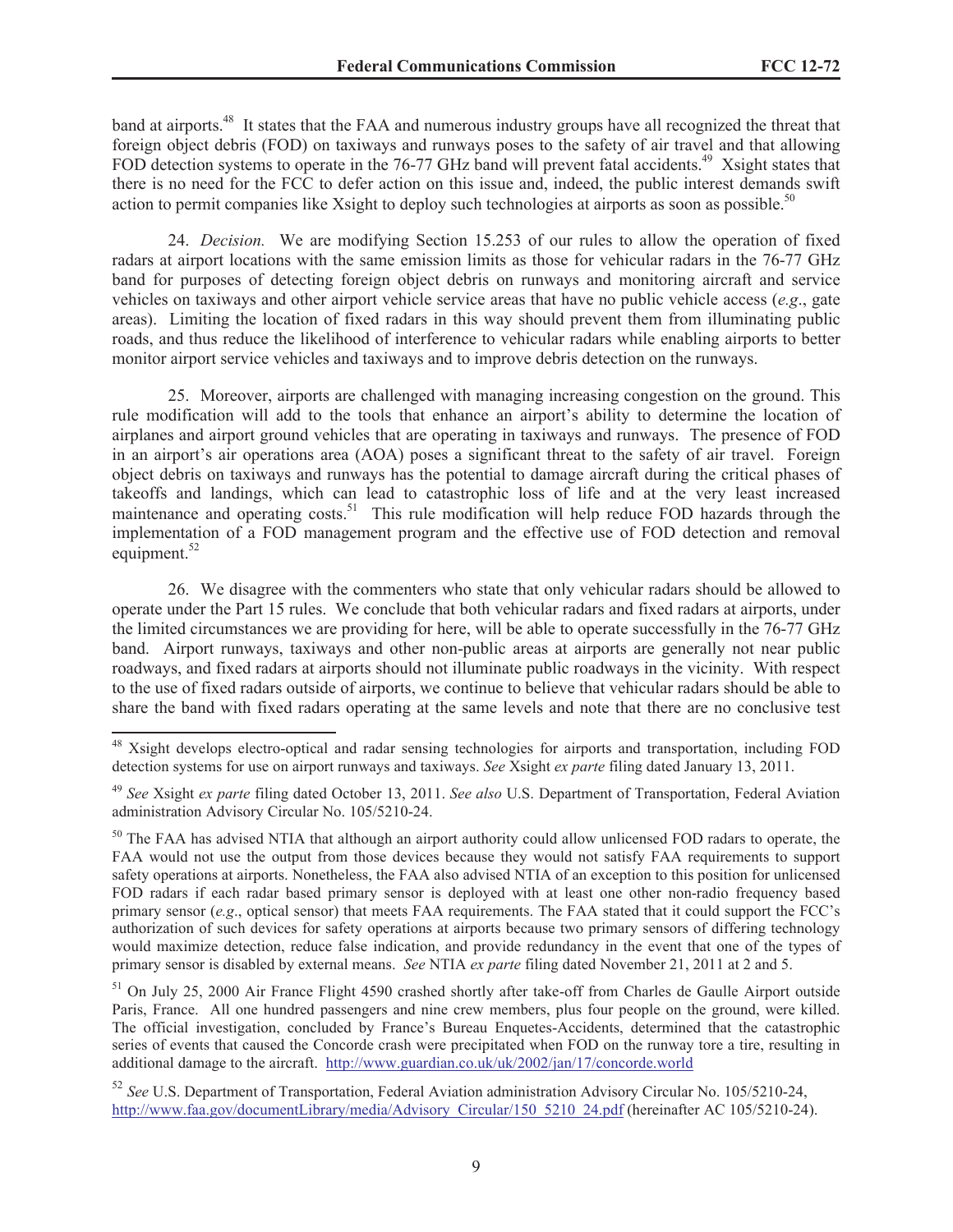band at airports.[48] It states that the FAA and numerous industry groups have all recognized the threat that foreign object debris (FOD) on taxiways and runways poses to the safety of air travel and that allowing FOD detection systems to operate in the 76-77 GHz band will prevent fatal accidents.[49] Xsight states that there is no need for the FCC to defer action on this issue and, indeed, the public interest demands swift action to permit companies like Xsight to deploy such technologies at airports as soon as possible.[50]

24. *Decision.* We are modifying Section 15.253 of our rules to allow the operation of fixed radars at airport locations with the same emission limits as those for vehicular radars in the 76-77 GHz band for purposes of detecting foreign object debris on runways and monitoring aircraft and service vehicles on taxiways and other airport vehicle service areas that have no public vehicle access (*e.g*., gate areas). Limiting the location of fixed radars in this way should prevent them from illuminating public roads, and thus reduce the likelihood of interference to vehicular radars while enabling airports to better monitor airport service vehicles and taxiways and to improve debris detection on the runways.

25. Moreover, airports are challenged with managing increasing congestion on the ground. This rule modification will add to the tools that enhance an airport's ability to determine the location of airplanes and airport ground vehicles that are operating in taxiways and runways. The presence of FOD in an airport's air operations area (AOA) poses a significant threat to the safety of air travel. Foreign object debris on taxiways and runways has the potential to damage aircraft during the critical phases of takeoffs and landings, which can lead to catastrophic loss of life and at the very least increased maintenance and operating costs.[51] This rule modification will help reduce FOD hazards through the implementation of a FOD management program and the effective use of FOD detection and removal equipment.[52]

26. We disagree with the commenters who state that only vehicular radars should be allowed to operate under the Part 15 rules. We conclude that both vehicular radars and fixed radars at airports, under the limited circumstances we are providing for here, will be able to operate successfully in the 76-77 GHz band. Airport runways, taxiways and other non-public areas at airports are generally not near public roadways, and fixed radars at airports should not illuminate public roadways in the vicinity. With respect to the use of fixed radars outside of airports, we continue to believe that vehicular radars should be able to share the band with fixed radars operating at the same levels and note that there are no conclusive test

---

[48] Xsight develops electro-optical and radar sensing technologies for airports and transportation, including FOD detection systems for use on airport runways and taxiways. *See* Xsight *ex parte* filing dated January 13, 2011.

[49] *See* Xsight *ex parte* filing dated October 13, 2011. *See also* U.S. Department of Transportation, Federal Aviation administration Advisory Circular No. 105/5210-24.

[50] The FAA has advised NTIA that although an airport authority could allow unlicensed FOD radars to operate, the FAA would not use the output from those devices because they would not satisfy FAA requirements to support safety operations at airports. Nonetheless, the FAA also advised NTIA of an exception to this position for unlicensed FOD radars if each radar based primary sensor is deployed with at least one other non-radio frequency based primary sensor (*e.g*., optical sensor) that meets FAA requirements. The FAA stated that it could support the FCC's authorization of such devices for safety operations at airports because two primary sensors of differing technology would maximize detection, reduce false indication, and provide redundancy in the event that one of the types of primary sensor is disabled by external means. *See* NTIA *ex parte* filing dated November 21, 2011 at 2 and 5.

[51] On July 25, 2000 Air France Flight 4590 crashed shortly after take-off from Charles de Gaulle Airport outside Paris, France. All one hundred passengers and nine crew members, plus four people on the ground, were killed. The official investigation, concluded by France's Bureau Enquetes-Accidents, determined that the catastrophic series of events that caused the Concorde crash were precipitated when FOD on the runway tore a tire, resulting in additional damage to the aircraft. http://www.guardian.co.uk/uk/2002/jan/17/concorde.world

[52] *See* U.S. Department of Transportation, Federal Aviation administration Advisory Circular No. 105/5210-24, http://www.faa.gov/documentLibrary/media/Advisory_Circular/150_5210_24.pdf (hereinafter AC 105/5210-24).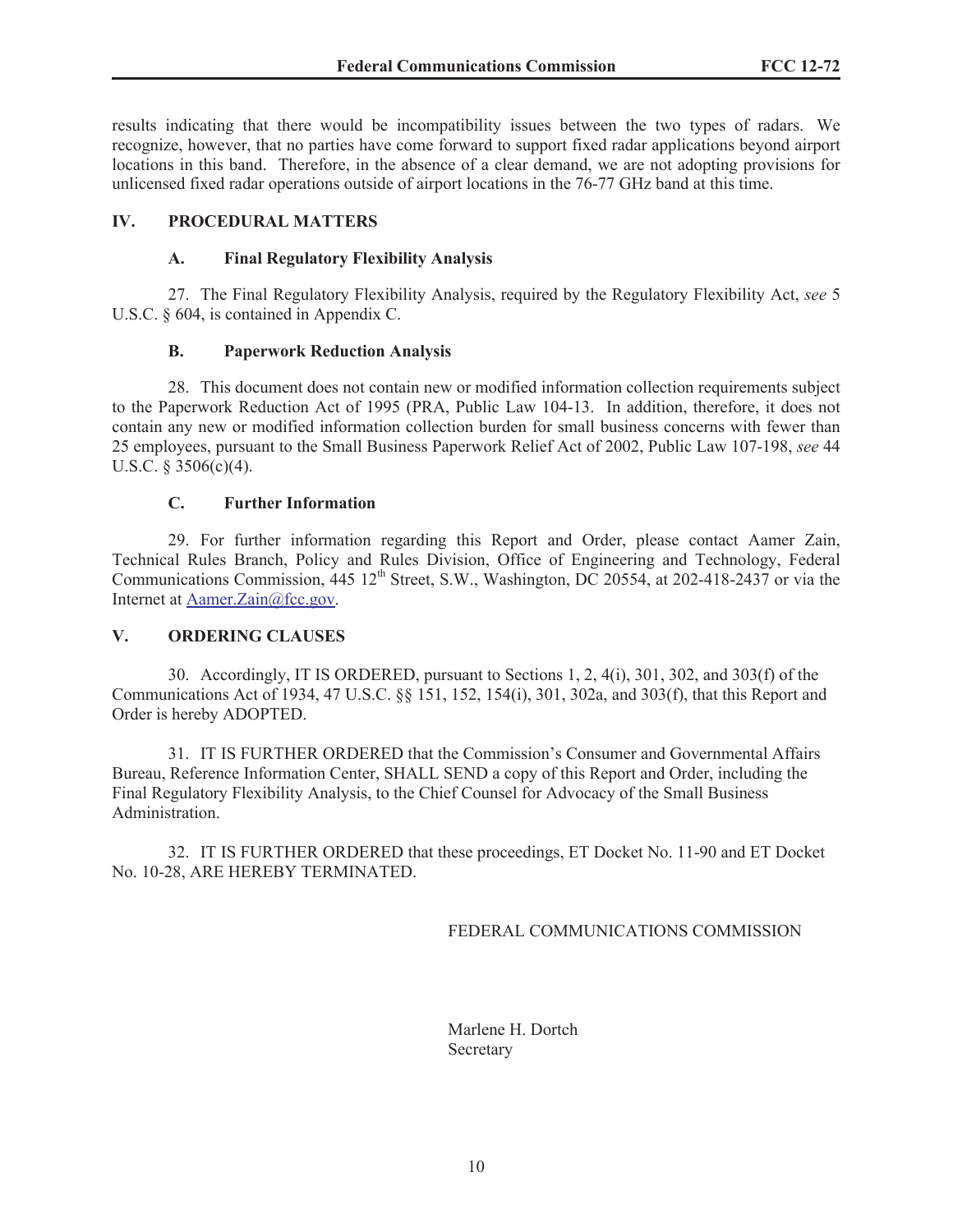results indicating that there would be incompatibility issues between the two types of radars. We recognize, however, that no parties have come forward to support fixed radar applications beyond airport locations in this band. Therefore, in the absence of a clear demand, we are not adopting provisions for unlicensed fixed radar operations outside of airport locations in the 76-77 GHz band at this time.

## IV. PROCEDURAL MATTERS

### A. Final Regulatory Flexibility Analysis

27. The Final Regulatory Flexibility Analysis, required by the Regulatory Flexibility Act, *see* 5 U.S.C. § 604, is contained in Appendix C.

### B. Paperwork Reduction Analysis

28. This document does not contain new or modified information collection requirements subject to the Paperwork Reduction Act of 1995 (PRA, Public Law 104-13. In addition, therefore, it does not contain any new or modified information collection burden for small business concerns with fewer than 25 employees, pursuant to the Small Business Paperwork Relief Act of 2002, Public Law 107-198, *see* 44 U.S.C. § 3506(c)(4).

### C. Further Information

29. For further information regarding this Report and Order, please contact Aamer Zain, Technical Rules Branch, Policy and Rules Division, Office of Engineering and Technology, Federal Communications Commission, 445 12th Street, S.W., Washington, DC 20554, at 202-418-2437 or via the Internet at Aamer.Zain@fcc.gov.

## V. ORDERING CLAUSES

30. Accordingly, IT IS ORDERED, pursuant to Sections 1, 2, 4(i), 301, 302, and 303(f) of the Communications Act of 1934, 47 U.S.C. §§ 151, 152, 154(i), 301, 302a, and 303(f), that this Report and Order is hereby ADOPTED.

31. IT IS FURTHER ORDERED that the Commission's Consumer and Governmental Affairs Bureau, Reference Information Center, SHALL SEND a copy of this Report and Order, including the Final Regulatory Flexibility Analysis, to the Chief Counsel for Advocacy of the Small Business Administration.

32. IT IS FURTHER ORDERED that these proceedings, ET Docket No. 11-90 and ET Docket No. 10-28, ARE HEREBY TERMINATED.

FEDERAL COMMUNICATIONS COMMISSION

Marlene H. Dortch
Secretary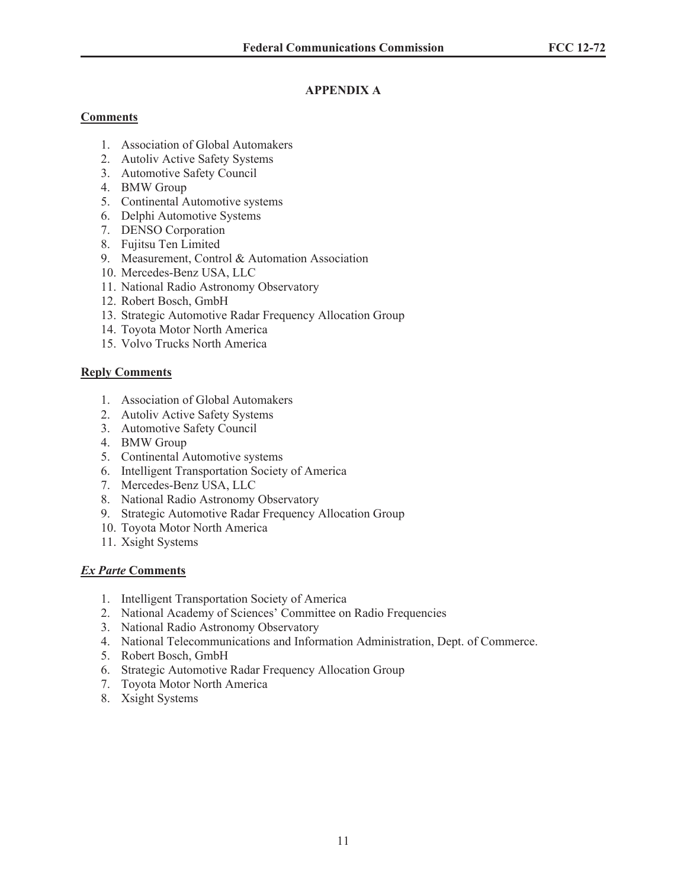# APPENDIX A

**Comments**

1. Association of Global Automakers
2. Autoliv Active Safety Systems
3. Automotive Safety Council
4. BMW Group
5. Continental Automotive systems
6. Delphi Automotive Systems
7. DENSO Corporation
8. Fujitsu Ten Limited
9. Measurement, Control & Automation Association
10. Mercedes-Benz USA, LLC
11. National Radio Astronomy Observatory
12. Robert Bosch, GmbH
13. Strategic Automotive Radar Frequency Allocation Group
14. Toyota Motor North America
15. Volvo Trucks North America

**Reply Comments**

1. Association of Global Automakers
2. Autoliv Active Safety Systems
3. Automotive Safety Council
4. BMW Group
5. Continental Automotive systems
6. Intelligent Transportation Society of America
7. Mercedes-Benz USA, LLC
8. National Radio Astronomy Observatory
9. Strategic Automotive Radar Frequency Allocation Group
10. Toyota Motor North America
11. Xsight Systems

***Ex Parte* Comments**

1. Intelligent Transportation Society of America
2. National Academy of Sciences' Committee on Radio Frequencies
3. National Radio Astronomy Observatory
4. National Telecommunications and Information Administration, Dept. of Commerce.
5. Robert Bosch, GmbH
6. Strategic Automotive Radar Frequency Allocation Group
7. Toyota Motor North America
8. Xsight Systems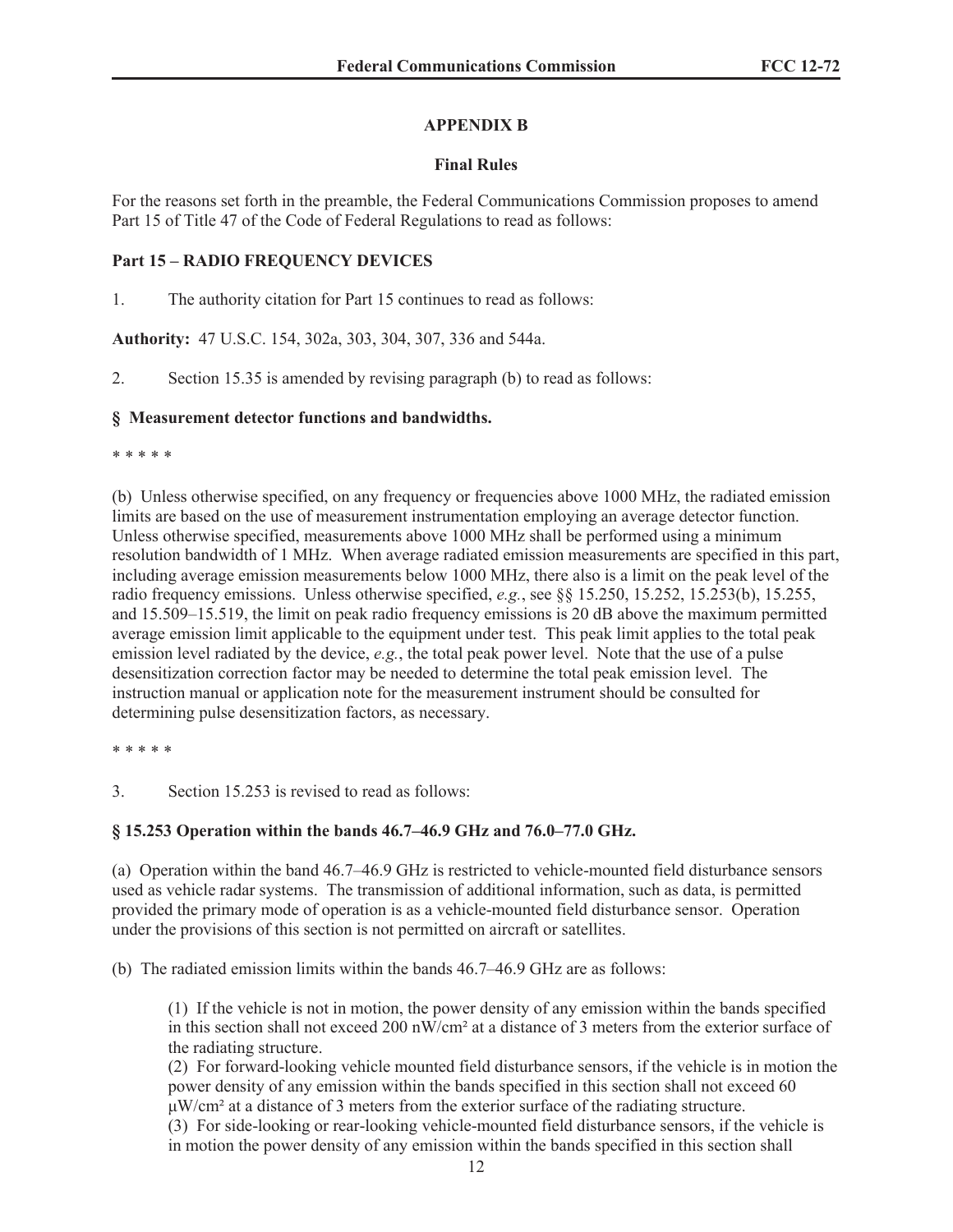## APPENDIX B

### Final Rules

For the reasons set forth in the preamble, the Federal Communications Commission proposes to amend Part 15 of Title 47 of the Code of Federal Regulations to read as follows:

**Part 15 – RADIO FREQUENCY DEVICES**

1. The authority citation for Part 15 continues to read as follows:

**Authority:** 47 U.S.C. 154, 302a, 303, 304, 307, 336 and 544a.

2. Section 15.35 is amended by revising paragraph (b) to read as follows:

**§ Measurement detector functions and bandwidths.**

* * * * *

(b) Unless otherwise specified, on any frequency or frequencies above 1000 MHz, the radiated emission limits are based on the use of measurement instrumentation employing an average detector function. Unless otherwise specified, measurements above 1000 MHz shall be performed using a minimum resolution bandwidth of 1 MHz. When average radiated emission measurements are specified in this part, including average emission measurements below 1000 MHz, there also is a limit on the peak level of the radio frequency emissions. Unless otherwise specified, *e.g.*, see §§ 15.250, 15.252, 15.253(b), 15.255, and 15.509–15.519, the limit on peak radio frequency emissions is 20 dB above the maximum permitted average emission limit applicable to the equipment under test. This peak limit applies to the total peak emission level radiated by the device, *e.g.*, the total peak power level. Note that the use of a pulse desensitization correction factor may be needed to determine the total peak emission level. The instruction manual or application note for the measurement instrument should be consulted for determining pulse desensitization factors, as necessary.

* * * * *

3. Section 15.253 is revised to read as follows:

**§ 15.253 Operation within the bands 46.7–46.9 GHz and 76.0–77.0 GHz.**

(a) Operation within the band 46.7–46.9 GHz is restricted to vehicle-mounted field disturbance sensors used as vehicle radar systems. The transmission of additional information, such as data, is permitted provided the primary mode of operation is as a vehicle-mounted field disturbance sensor. Operation under the provisions of this section is not permitted on aircraft or satellites.

(b) The radiated emission limits within the bands 46.7–46.9 GHz are as follows:

> (1) If the vehicle is not in motion, the power density of any emission within the bands specified in this section shall not exceed 200 nW/cm² at a distance of 3 meters from the exterior surface of the radiating structure.
>
> (2) For forward-looking vehicle mounted field disturbance sensors, if the vehicle is in motion the power density of any emission within the bands specified in this section shall not exceed 60 μW/cm² at a distance of 3 meters from the exterior surface of the radiating structure.
>
> (3) For side-looking or rear-looking vehicle-mounted field disturbance sensors, if the vehicle is in motion the power density of any emission within the bands specified in this section shall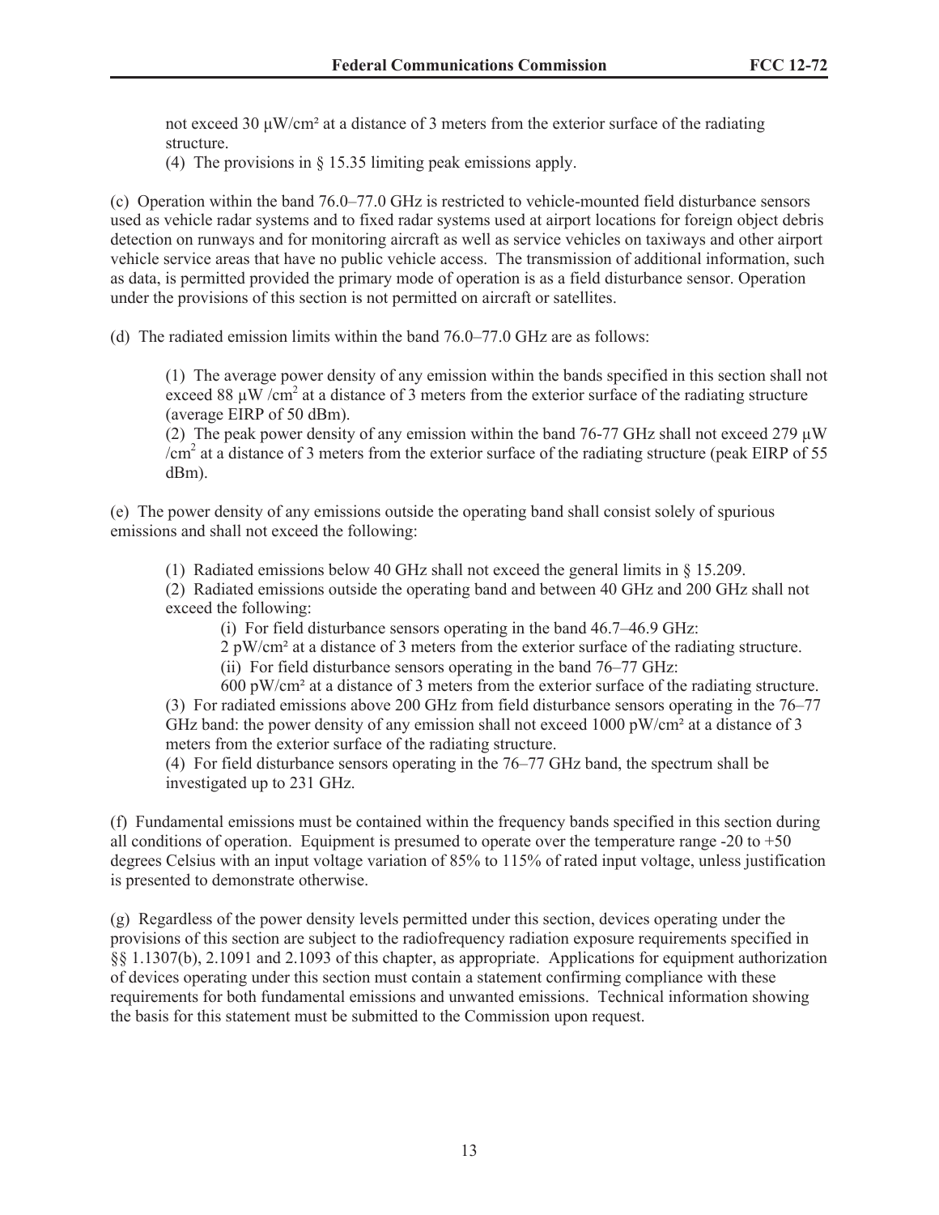not exceed 30 μW/cm² at a distance of 3 meters from the exterior surface of the radiating structure.

(4) The provisions in § 15.35 limiting peak emissions apply.

(c) Operation within the band 76.0–77.0 GHz is restricted to vehicle-mounted field disturbance sensors used as vehicle radar systems and to fixed radar systems used at airport locations for foreign object debris detection on runways and for monitoring aircraft as well as service vehicles on taxiways and other airport vehicle service areas that have no public vehicle access. The transmission of additional information, such as data, is permitted provided the primary mode of operation is as a field disturbance sensor. Operation under the provisions of this section is not permitted on aircraft or satellites.

(d) The radiated emission limits within the band 76.0–77.0 GHz are as follows:

(1) The average power density of any emission within the bands specified in this section shall not exceed 88 μW /cm$^2$ at a distance of 3 meters from the exterior surface of the radiating structure (average EIRP of 50 dBm).

(2) The peak power density of any emission within the band 76-77 GHz shall not exceed 279 μW /cm$^2$ at a distance of 3 meters from the exterior surface of the radiating structure (peak EIRP of 55 dBm).

(e) The power density of any emissions outside the operating band shall consist solely of spurious emissions and shall not exceed the following:

(1) Radiated emissions below 40 GHz shall not exceed the general limits in § 15.209.

(2) Radiated emissions outside the operating band and between 40 GHz and 200 GHz shall not exceed the following:

(i) For field disturbance sensors operating in the band 46.7–46.9 GHz:
2 pW/cm² at a distance of 3 meters from the exterior surface of the radiating structure.

(ii) For field disturbance sensors operating in the band 76–77 GHz:
600 pW/cm² at a distance of 3 meters from the exterior surface of the radiating structure.

(3) For radiated emissions above 200 GHz from field disturbance sensors operating in the 76–77 GHz band: the power density of any emission shall not exceed 1000 pW/cm² at a distance of 3 meters from the exterior surface of the radiating structure.

(4) For field disturbance sensors operating in the 76–77 GHz band, the spectrum shall be investigated up to 231 GHz.

(f) Fundamental emissions must be contained within the frequency bands specified in this section during all conditions of operation. Equipment is presumed to operate over the temperature range -20 to +50 degrees Celsius with an input voltage variation of 85% to 115% of rated input voltage, unless justification is presented to demonstrate otherwise.

(g) Regardless of the power density levels permitted under this section, devices operating under the provisions of this section are subject to the radiofrequency radiation exposure requirements specified in §§ 1.1307(b), 2.1091 and 2.1093 of this chapter, as appropriate. Applications for equipment authorization of devices operating under this section must contain a statement confirming compliance with these requirements for both fundamental emissions and unwanted emissions. Technical information showing the basis for this statement must be submitted to the Commission upon request.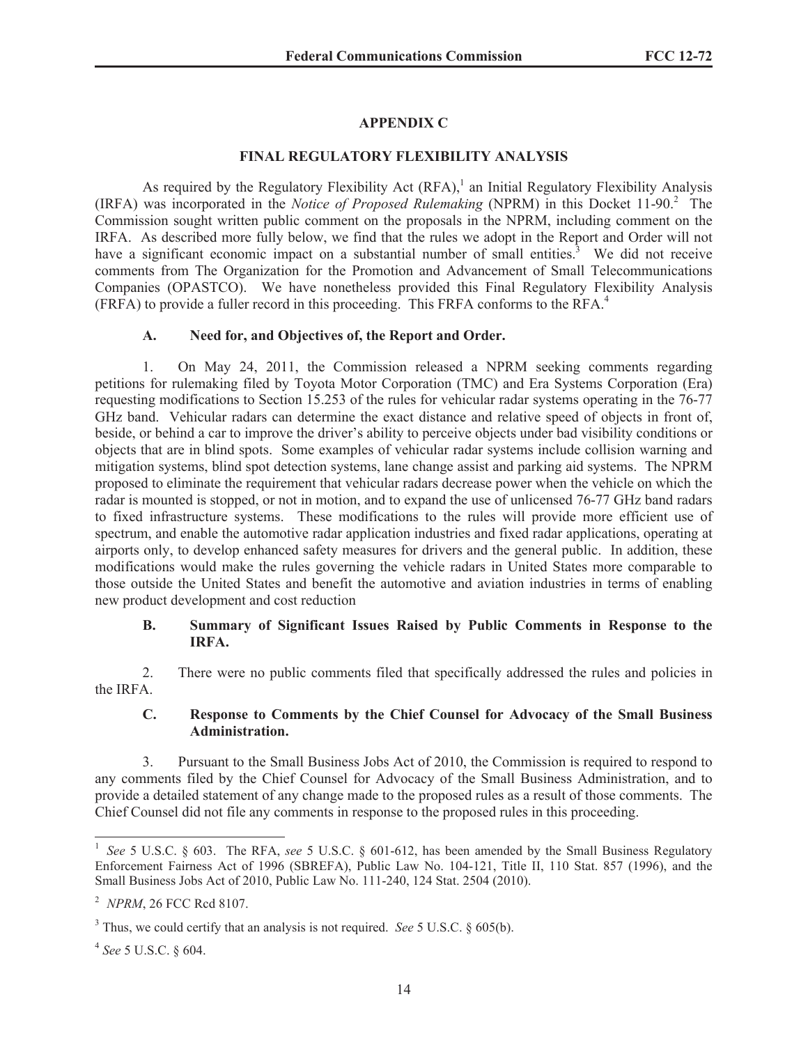## APPENDIX C

## FINAL REGULATORY FLEXIBILITY ANALYSIS

As required by the Regulatory Flexibility Act (RFA),[1] an Initial Regulatory Flexibility Analysis (IRFA) was incorporated in the *Notice of Proposed Rulemaking* (NPRM) in this Docket 11-90.[2] The Commission sought written public comment on the proposals in the NPRM, including comment on the IRFA. As described more fully below, we find that the rules we adopt in the Report and Order will not have a significant economic impact on a substantial number of small entities.[3] We did not receive comments from The Organization for the Promotion and Advancement of Small Telecommunications Companies (OPASTCO). We have nonetheless provided this Final Regulatory Flexibility Analysis (FRFA) to provide a fuller record in this proceeding. This FRFA conforms to the RFA.[4]

### A. Need for, and Objectives of, the Report and Order.

1. On May 24, 2011, the Commission released a NPRM seeking comments regarding petitions for rulemaking filed by Toyota Motor Corporation (TMC) and Era Systems Corporation (Era) requesting modifications to Section 15.253 of the rules for vehicular radar systems operating in the 76-77 GHz band. Vehicular radars can determine the exact distance and relative speed of objects in front of, beside, or behind a car to improve the driver's ability to perceive objects under bad visibility conditions or objects that are in blind spots. Some examples of vehicular radar systems include collision warning and mitigation systems, blind spot detection systems, lane change assist and parking aid systems. The NPRM proposed to eliminate the requirement that vehicular radars decrease power when the vehicle on which the radar is mounted is stopped, or not in motion, and to expand the use of unlicensed 76-77 GHz band radars to fixed infrastructure systems. These modifications to the rules will provide more efficient use of spectrum, and enable the automotive radar application industries and fixed radar applications, operating at airports only, to develop enhanced safety measures for drivers and the general public. In addition, these modifications would make the rules governing the vehicle radars in United States more comparable to those outside the United States and benefit the automotive and aviation industries in terms of enabling new product development and cost reduction

### B. Summary of Significant Issues Raised by Public Comments in Response to the IRFA.

2. There were no public comments filed that specifically addressed the rules and policies in the IRFA.

### C. Response to Comments by the Chief Counsel for Advocacy of the Small Business Administration.

3. Pursuant to the Small Business Jobs Act of 2010, the Commission is required to respond to any comments filed by the Chief Counsel for Advocacy of the Small Business Administration, and to provide a detailed statement of any change made to the proposed rules as a result of those comments. The Chief Counsel did not file any comments in response to the proposed rules in this proceeding.

---

[1] *See* 5 U.S.C. § 603. The RFA, *see* 5 U.S.C. § 601-612, has been amended by the Small Business Regulatory Enforcement Fairness Act of 1996 (SBREFA), Public Law No. 104-121, Title II, 110 Stat. 857 (1996), and the Small Business Jobs Act of 2010, Public Law No. 111-240, 124 Stat. 2504 (2010).

[2] *NPRM*, 26 FCC Rcd 8107.

[3] Thus, we could certify that an analysis is not required. *See* 5 U.S.C. § 605(b).

[4] *See* 5 U.S.C. § 604.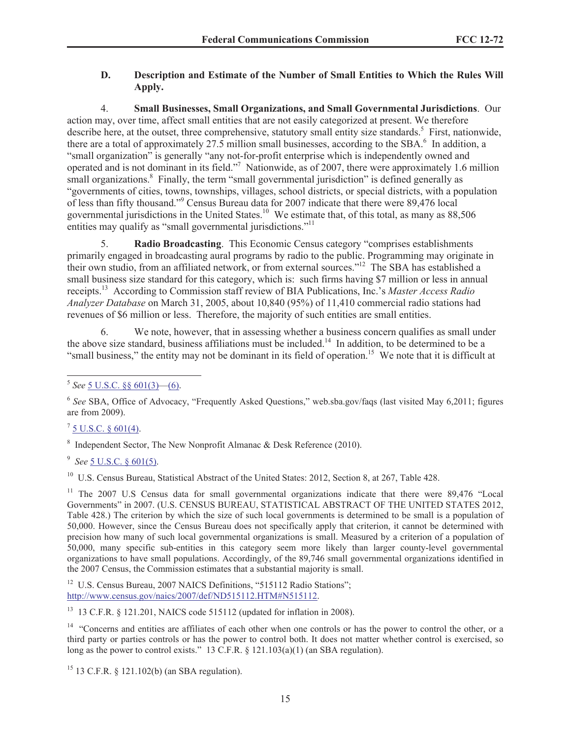### D. Description and Estimate of the Number of Small Entities to Which the Rules Will Apply.

4. **Small Businesses, Small Organizations, and Small Governmental Jurisdictions**. Our action may, over time, affect small entities that are not easily categorized at present. We therefore describe here, at the outset, three comprehensive, statutory small entity size standards.[5] First, nationwide, there are a total of approximately 27.5 million small businesses, according to the SBA.[6] In addition, a "small organization" is generally "any not-for-profit enterprise which is independently owned and operated and is not dominant in its field."[7] Nationwide, as of 2007, there were approximately 1.6 million small organizations.[8] Finally, the term "small governmental jurisdiction" is defined generally as "governments of cities, towns, townships, villages, school districts, or special districts, with a population of less than fifty thousand."[9] Census Bureau data for 2007 indicate that there were 89,476 local governmental jurisdictions in the United States.[10] We estimate that, of this total, as many as 88,506 entities may qualify as "small governmental jurisdictions."[11]

5. **Radio Broadcasting**. This Economic Census category "comprises establishments primarily engaged in broadcasting aural programs by radio to the public. Programming may originate in their own studio, from an affiliated network, or from external sources."[12] The SBA has established a small business size standard for this category, which is: such firms having $7 million or less in annual receipts.[13] According to Commission staff review of BIA Publications, Inc.'s *Master Access Radio Analyzer Database* on March 31, 2005, about 10,840 (95%) of 11,410 commercial radio stations had revenues of $6 million or less. Therefore, the majority of such entities are small entities.

6. We note, however, that in assessing whether a business concern qualifies as small under the above size standard, business affiliations must be included.[14] In addition, to be determined to be a "small business," the entity may not be dominant in its field of operation.[15] We note that it is difficult at

---

[5] *See* 5 U.S.C. §§ 601(3)—(6).

[6] *See* SBA, Office of Advocacy, "Frequently Asked Questions," web.sba.gov/faqs (last visited May 6,2011; figures are from 2009).

[7] 5 U.S.C. § 601(4).

[8] Independent Sector, The New Nonprofit Almanac & Desk Reference (2010).

[9] *See* 5 U.S.C. § 601(5).

[10] U.S. Census Bureau, Statistical Abstract of the United States: 2012, Section 8, at 267, Table 428.

[11] The 2007 U.S Census data for small governmental organizations indicate that there were 89,476 "Local Governments" in 2007. (U.S. CENSUS BUREAU, STATISTICAL ABSTRACT OF THE UNITED STATES 2012, Table 428.) The criterion by which the size of such local governments is determined to be small is a population of 50,000. However, since the Census Bureau does not specifically apply that criterion, it cannot be determined with precision how many of such local governmental organizations is small. Measured by a criterion of a population of 50,000, many specific sub-entities in this category seem more likely than larger county-level governmental organizations to have small populations. Accordingly, of the 89,746 small governmental organizations identified in the 2007 Census, the Commission estimates that a substantial majority is small.

[12] U.S. Census Bureau, 2007 NAICS Definitions, "515112 Radio Stations"; http://www.census.gov/naics/2007/def/ND515112.HTM#N515112.

[13] 13 C.F.R. § 121.201, NAICS code 515112 (updated for inflation in 2008).

[14] "Concerns and entities are affiliates of each other when one controls or has the power to control the other, or a third party or parties controls or has the power to control both. It does not matter whether control is exercised, so long as the power to control exists." 13 C.F.R. § 121.103(a)(1) (an SBA regulation).

[15] 13 C.F.R. § 121.102(b) (an SBA regulation).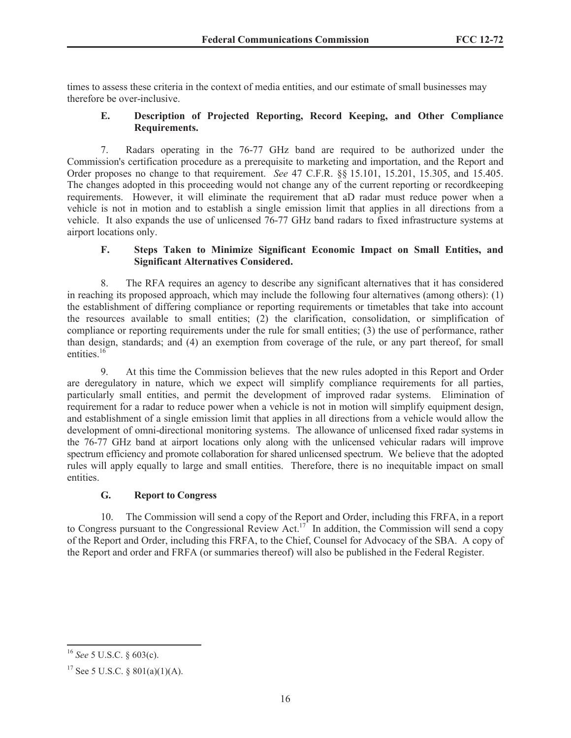times to assess these criteria in the context of media entities, and our estimate of small businesses may therefore be over-inclusive.

### E. Description of Projected Reporting, Record Keeping, and Other Compliance Requirements.

7. Radars operating in the 76-77 GHz band are required to be authorized under the Commission's certification procedure as a prerequisite to marketing and importation, and the Report and Order proposes no change to that requirement. *See* 47 C.F.R. §§ 15.101, 15.201, 15.305, and 15.405. The changes adopted in this proceeding would not change any of the current reporting or recordkeeping requirements. However, it will eliminate the requirement that aD radar must reduce power when a vehicle is not in motion and to establish a single emission limit that applies in all directions from a vehicle. It also expands the use of unlicensed 76-77 GHz band radars to fixed infrastructure systems at airport locations only.

### F. Steps Taken to Minimize Significant Economic Impact on Small Entities, and Significant Alternatives Considered.

8. The RFA requires an agency to describe any significant alternatives that it has considered in reaching its proposed approach, which may include the following four alternatives (among others): (1) the establishment of differing compliance or reporting requirements or timetables that take into account the resources available to small entities; (2) the clarification, consolidation, or simplification of compliance or reporting requirements under the rule for small entities; (3) the use of performance, rather than design, standards; and (4) an exemption from coverage of the rule, or any part thereof, for small entities.[16]

9. At this time the Commission believes that the new rules adopted in this Report and Order are deregulatory in nature, which we expect will simplify compliance requirements for all parties, particularly small entities, and permit the development of improved radar systems. Elimination of requirement for a radar to reduce power when a vehicle is not in motion will simplify equipment design, and establishment of a single emission limit that applies in all directions from a vehicle would allow the development of omni-directional monitoring systems. The allowance of unlicensed fixed radar systems in the 76-77 GHz band at airport locations only along with the unlicensed vehicular radars will improve spectrum efficiency and promote collaboration for shared unlicensed spectrum. We believe that the adopted rules will apply equally to large and small entities. Therefore, there is no inequitable impact on small entities.

### G. Report to Congress

10. The Commission will send a copy of the Report and Order, including this FRFA, in a report to Congress pursuant to the Congressional Review Act.[17] In addition, the Commission will send a copy of the Report and Order, including this FRFA, to the Chief, Counsel for Advocacy of the SBA. A copy of the Report and order and FRFA (or summaries thereof) will also be published in the Federal Register.

---

[16] *See* 5 U.S.C. § 603(c).

[17] See 5 U.S.C. § 801(a)(1)(A).